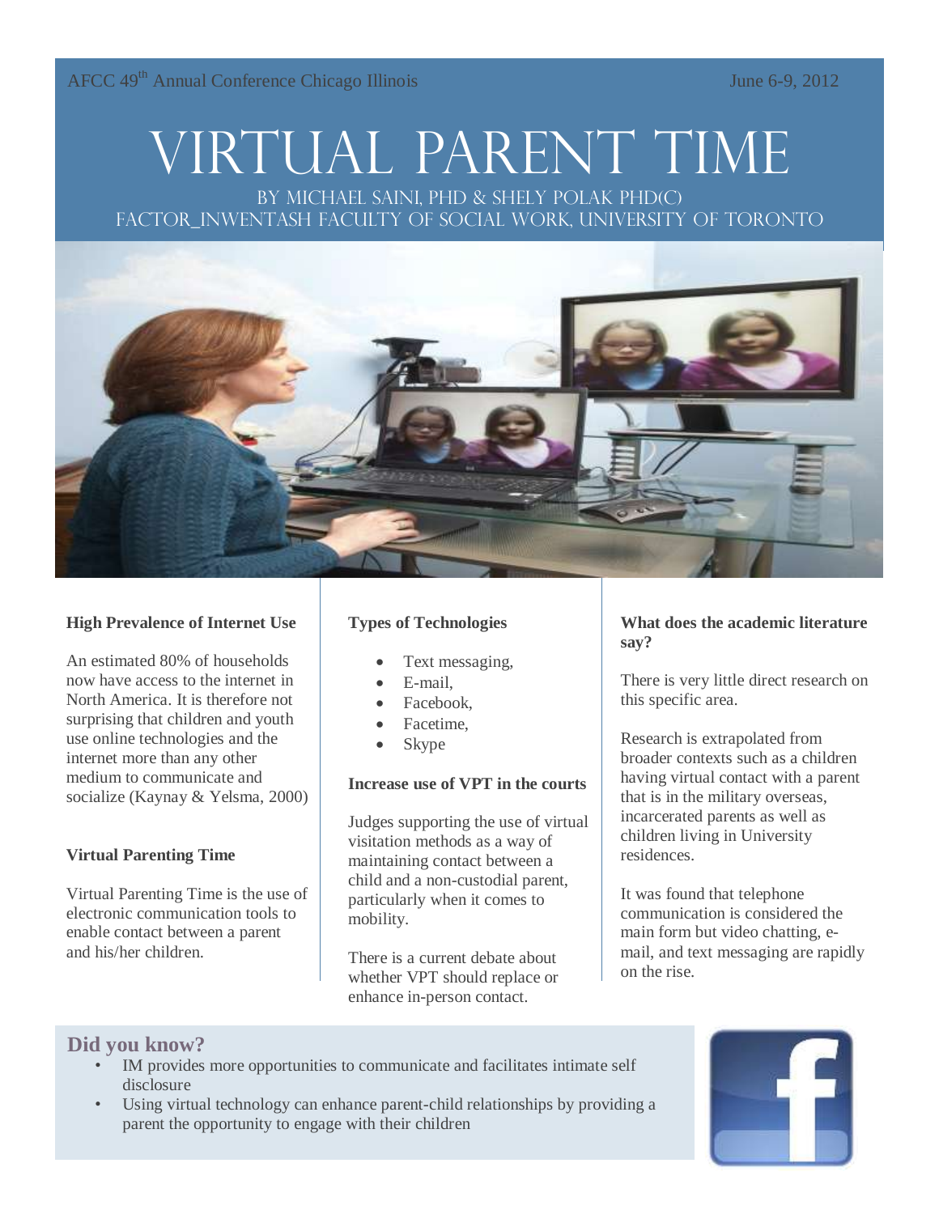AFCC 49th Annual Conference Chicago Illinois June 6-9, 2012

# Virtual Parent Time

By Michael Saini, PhD & Shely Polak PhD(c)
Factor_Inwentash Faculty of Social Work, University of Toronto

**High Prevalence of Internet Use**

An estimated 80% of households now have access to the internet in North America. It is therefore not surprising that children and youth use online technologies and the internet more than any other medium to communicate and socialize (Kaynay & Yelsma, 2000)

**Virtual Parenting Time**

Virtual Parenting Time is the use of electronic communication tools to enable contact between a parent and his/her children.

**Types of Technologies**

- Text messaging,
- E-mail,
- Facebook,
- Facetime,
- Skype

**Increase use of VPT in the courts**

Judges supporting the use of virtual visitation methods as a way of maintaining contact between a child and a non-custodial parent, particularly when it comes to mobility.

There is a current debate about whether VPT should replace or enhance in-person contact.

**What does the academic literature say?**

There is very little direct research on this specific area.

Research is extrapolated from broader contexts such as a children having virtual contact with a parent that is in the military overseas, incarcerated parents as well as children living in University residences.

It was found that telephone communication is considered the main form but video chatting, e-mail, and text messaging are rapidly on the rise.

## Did you know?

- IM provides more opportunities to communicate and facilitates intimate self disclosure
- Using virtual technology can enhance parent-child relationships by providing a parent the opportunity to engage with their children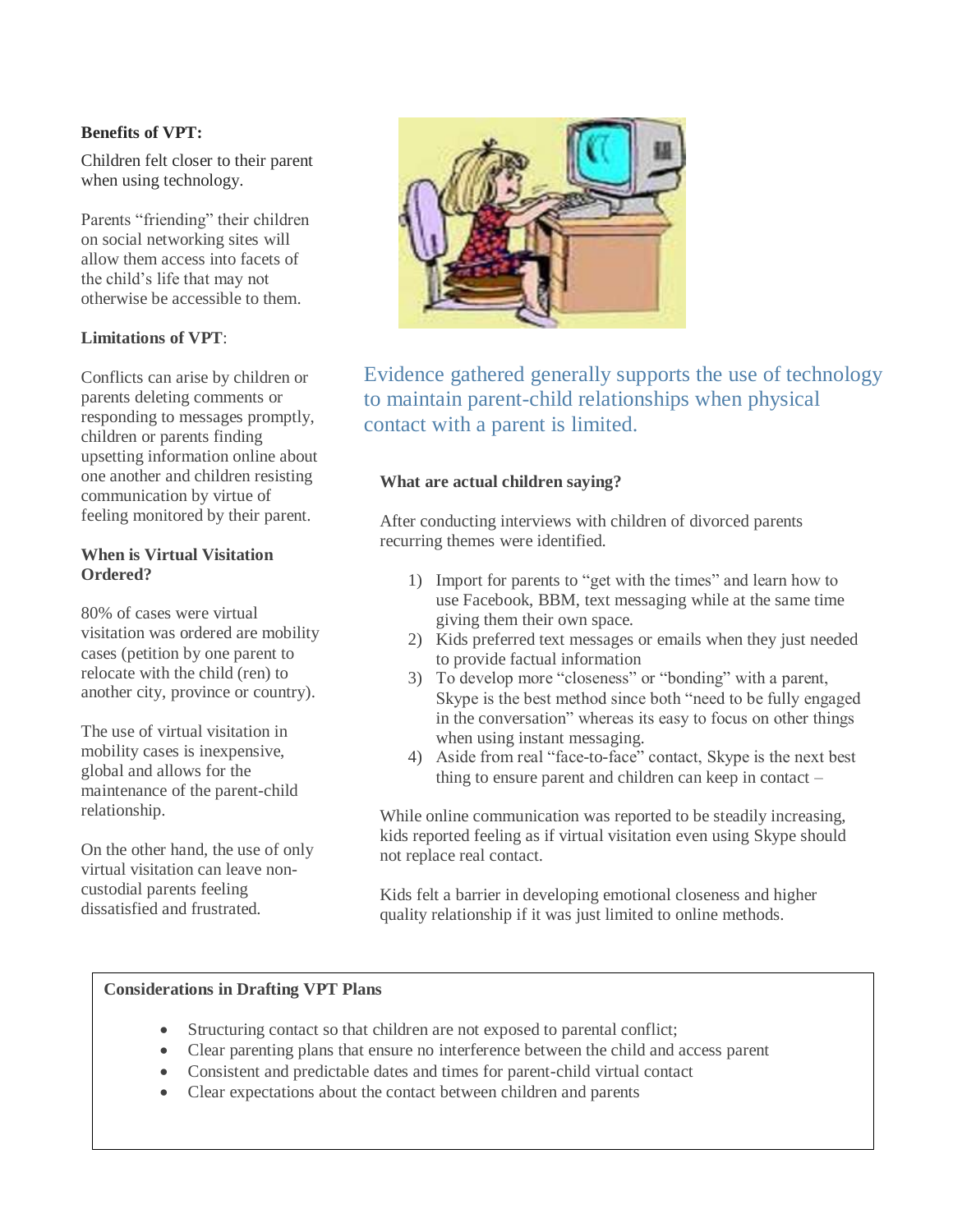**Benefits of VPT:**

Children felt closer to their parent when using technology.

Parents "friending" their children on social networking sites will allow them access into facets of the child's life that may not otherwise be accessible to them.

**Limitations of VPT**:

Conflicts can arise by children or parents deleting comments or responding to messages promptly, children or parents finding upsetting information online about one another and children resisting communication by virtue of feeling monitored by their parent.

**When is Virtual Visitation Ordered?**

80% of cases were virtual visitation was ordered are mobility cases (petition by one parent to relocate with the child (ren) to another city, province or country).

The use of virtual visitation in mobility cases is inexpensive, global and allows for the maintenance of the parent-child relationship.

On the other hand, the use of only virtual visitation can leave non-custodial parents feeling dissatisfied and frustrated.

Evidence gathered generally supports the use of technology to maintain parent-child relationships when physical contact with a parent is limited.

**What are actual children saying?**

After conducting interviews with children of divorced parents recurring themes were identified.

1) Import for parents to "get with the times" and learn how to use Facebook, BBM, text messaging while at the same time giving them their own space.
2) Kids preferred text messages or emails when they just needed to provide factual information
3) To develop more "closeness" or "bonding" with a parent, Skype is the best method since both "need to be fully engaged in the conversation" whereas its easy to focus on other things when using instant messaging.
4) Aside from real "face-to-face" contact, Skype is the next best thing to ensure parent and children can keep in contact –

While online communication was reported to be steadily increasing, kids reported feeling as if virtual visitation even using Skype should not replace real contact.

Kids felt a barrier in developing emotional closeness and higher quality relationship if it was just limited to online methods.

**Considerations in Drafting VPT Plans**

- Structuring contact so that children are not exposed to parental conflict;
- Clear parenting plans that ensure no interference between the child and access parent
- Consistent and predictable dates and times for parent-child virtual contact
- Clear expectations about the contact between children and parents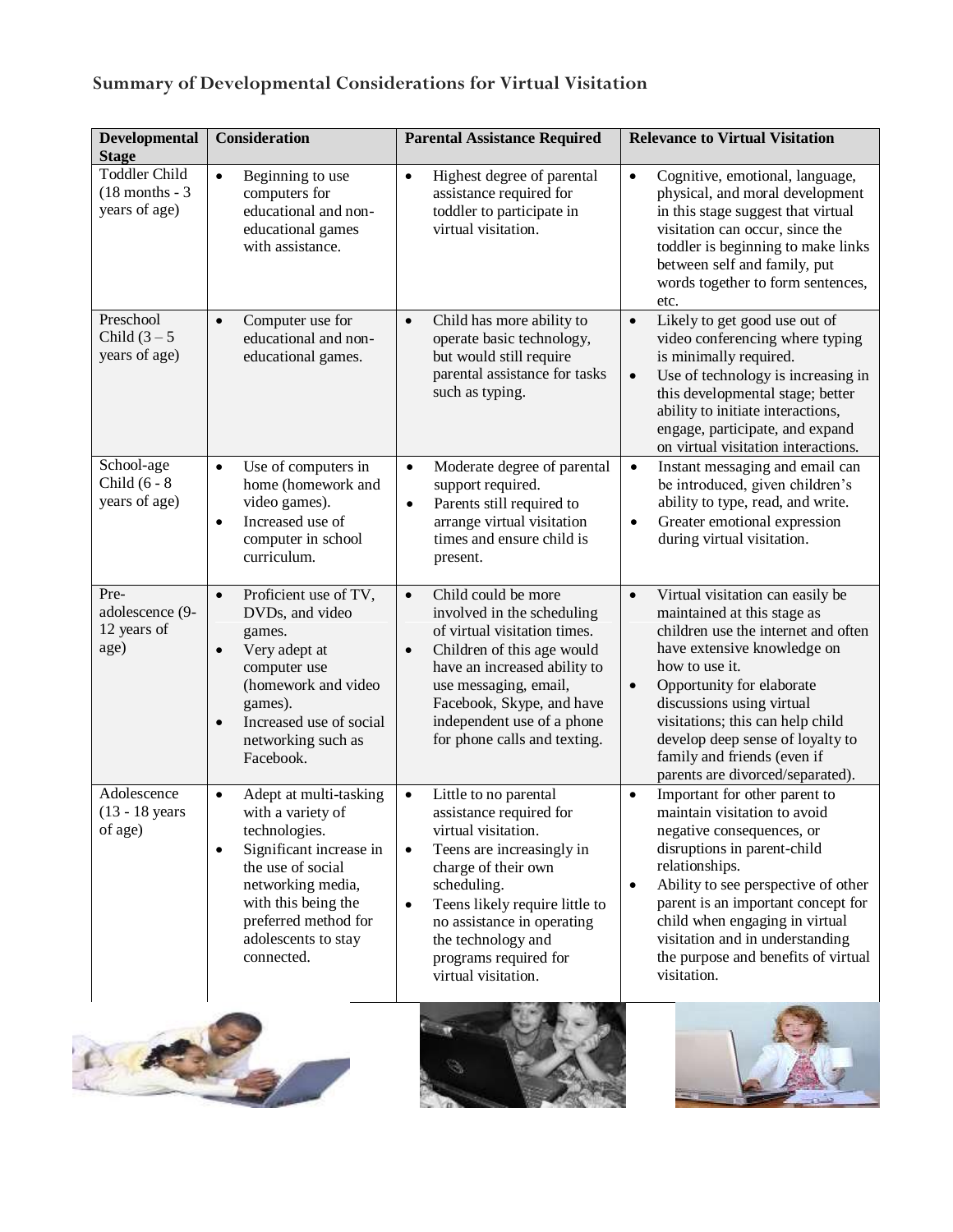## Summary of Developmental Considerations for Virtual Visitation

| Developmental Stage | Consideration | Parental Assistance Required | Relevance to Virtual Visitation |
|---|---|---|---|
| Toddler Child (18 months - 3 years of age) | • Beginning to use computers for educational and non-educational games with assistance. | • Highest degree of parental assistance required for toddler to participate in virtual visitation. | • Cognitive, emotional, language, physical, and moral development in this stage suggest that virtual visitation can occur, since the toddler is beginning to make links between self and family, put words together to form sentences, etc. |
| Preschool Child (3 – 5 years of age) | • Computer use for educational and non-educational games. | • Child has more ability to operate basic technology, but would still require parental assistance for tasks such as typing. | • Likely to get good use out of video conferencing where typing is minimally required.<br>• Use of technology is increasing in this developmental stage; better ability to initiate interactions, engage, participate, and expand on virtual visitation interactions. |
| School-age Child (6 - 8 years of age) | • Use of computers in home (homework and video games).<br>• Increased use of computer in school curriculum. | • Moderate degree of parental support required.<br>• Parents still required to arrange virtual visitation times and ensure child is present. | • Instant messaging and email can be introduced, given children's ability to type, read, and write.<br>• Greater emotional expression during virtual visitation. |
| Pre-adolescence (9-12 years of age) | • Proficient use of TV, DVDs, and video games.<br>• Very adept at computer use (homework and video games).<br>• Increased use of social networking such as Facebook. | • Child could be more involved in the scheduling of virtual visitation times.<br>• Children of this age would have an increased ability to use messaging, email, Facebook, Skype, and have independent use of a phone for phone calls and texting. | • Virtual visitation can easily be maintained at this stage as children use the internet and often have extensive knowledge on how to use it.<br>• Opportunity for elaborate discussions using virtual visitations; this can help child develop deep sense of loyalty to family and friends (even if parents are divorced/separated). |
| Adolescence (13 - 18 years of age) | • Adept at multi-tasking with a variety of technologies.<br>• Significant increase in the use of social networking media, with this being the preferred method for adolescents to stay connected. | • Little to no parental assistance required for virtual visitation.<br>• Teens are increasingly in charge of their own scheduling.<br>• Teens likely require little to no assistance in operating the technology and programs required for virtual visitation. | • Important for other parent to maintain visitation to avoid negative consequences, or disruptions in parent-child relationships.<br>• Ability to see perspective of other parent is an important concept for child when engaging in virtual visitation and in understanding the purpose and benefits of virtual visitation. |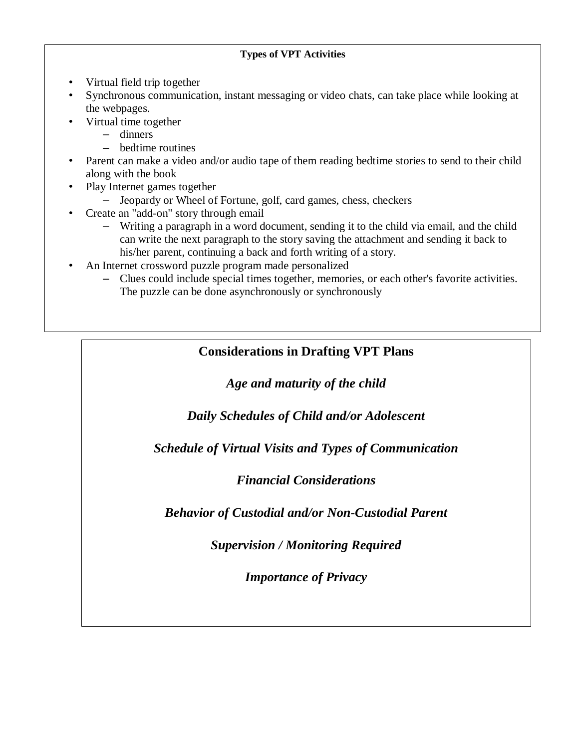**Types of VPT Activities**

- Virtual field trip together
- Synchronous communication, instant messaging or video chats, can take place while looking at the webpages.
- Virtual time together
  - dinners
  - bedtime routines
- Parent can make a video and/or audio tape of them reading bedtime stories to send to their child along with the book
- Play Internet games together
  - Jeopardy or Wheel of Fortune, golf, card games, chess, checkers
- Create an "add-on" story through email
  - Writing a paragraph in a word document, sending it to the child via email, and the child can write the next paragraph to the story saving the attachment and sending it back to his/her parent, continuing a back and forth writing of a story.
- An Internet crossword puzzle program made personalized
  - Clues could include special times together, memories, or each other's favorite activities. The puzzle can be done asynchronously or synchronously

**Considerations in Drafting VPT Plans**

***Age and maturity of the child***

***Daily Schedules of Child and/or Adolescent***

***Schedule of Virtual Visits and Types of Communication***

***Financial Considerations***

***Behavior of Custodial and/or Non-Custodial Parent***

***Supervision / Monitoring Required***

***Importance of Privacy***